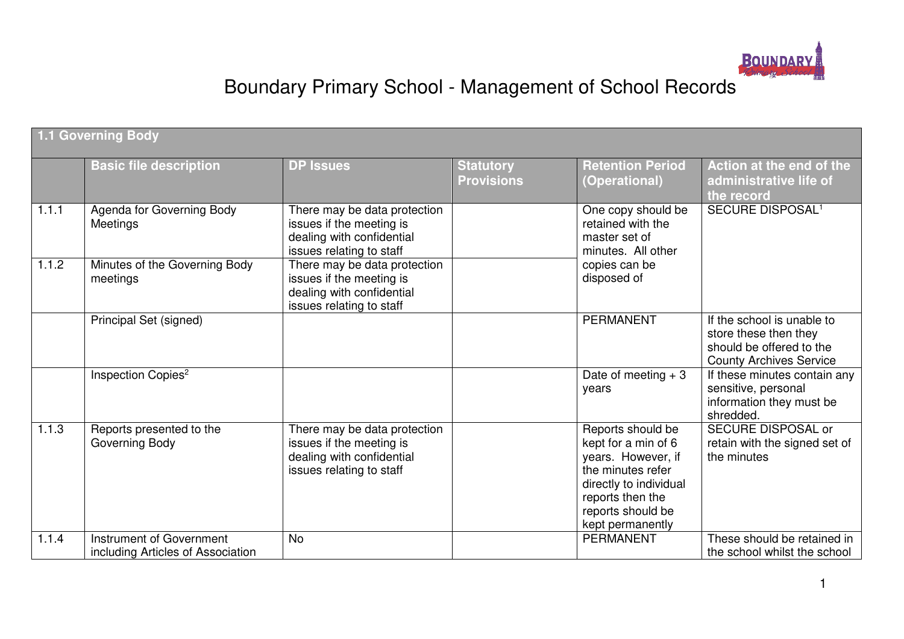# Boundary Primary School - Management of School Records

| 1.1 Governing Body | | | | | |
|---|---|---|---|---|---|
| | **Basic file description** | **DP Issues** | **Statutory Provisions** | **Retention Period (Operational)** | **Action at the end of the administrative life of the record** |
| 1.1.1 | Agenda for Governing Body Meetings | There may be data protection issues if the meeting is dealing with confidential issues relating to staff | | One copy should be retained with the master set of minutes. All other copies can be disposed of | SECURE DISPOSAL[1] |
| 1.1.2 | Minutes of the Governing Body meetings | There may be data protection issues if the meeting is dealing with confidential issues relating to staff | | | |
| | Principal Set (signed) | | | PERMANENT | If the school is unable to store these then they should be offered to the County Archives Service |
| | Inspection Copies[2] | | | Date of meeting + 3 years | If these minutes contain any sensitive, personal information they must be shredded. |
| 1.1.3 | Reports presented to the Governing Body | There may be data protection issues if the meeting is dealing with confidential issues relating to staff | | Reports should be kept for a min of 6 years. However, if the minutes refer directly to individual reports then the reports should be kept permanently | SECURE DISPOSAL or retain with the signed set of the minutes |
| 1.1.4 | Instrument of Government including Articles of Association | No | | PERMANENT | These should be retained in the school whilst the school |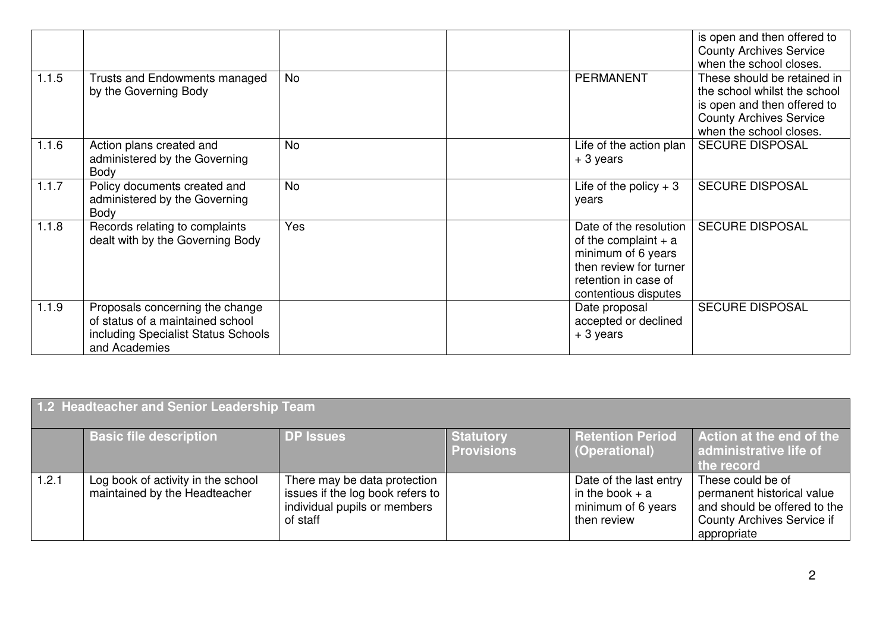| | | | | | |
|---|---|---|---|---|---|
| | | | | | is open and then offered to County Archives Service when the school closes. |
| 1.1.5 | Trusts and Endowments managed by the Governing Body | No | | PERMANENT | These should be retained in the school whilst the school is open and then offered to County Archives Service when the school closes. |
| 1.1.6 | Action plans created and administered by the Governing Body | No | | Life of the action plan + 3 years | SECURE DISPOSAL |
| 1.1.7 | Policy documents created and administered by the Governing Body | No | | Life of the policy + 3 years | SECURE DISPOSAL |
| 1.1.8 | Records relating to complaints dealt with by the Governing Body | Yes | | Date of the resolution of the complaint + a minimum of 6 years then review for turner retention in case of contentious disputes | SECURE DISPOSAL |
| 1.1.9 | Proposals concerning the change of status of a maintained school including Specialist Status Schools and Academies | | | Date proposal accepted or declined + 3 years | SECURE DISPOSAL |

| **1.2 Headteacher and Senior Leadership Team** | | | | | |
|---|---|---|---|---|---|
| | **Basic file description** | **DP Issues** | **Statutory Provisions** | **Retention Period (Operational)** | **Action at the end of the administrative life of the record** |
| 1.2.1 | Log book of activity in the school maintained by the Headteacher | There may be data protection issues if the log book refers to individual pupils or members of staff | | Date of the last entry in the book + a minimum of 6 years then review | These could be of permanent historical value and should be offered to the County Archives Service if appropriate |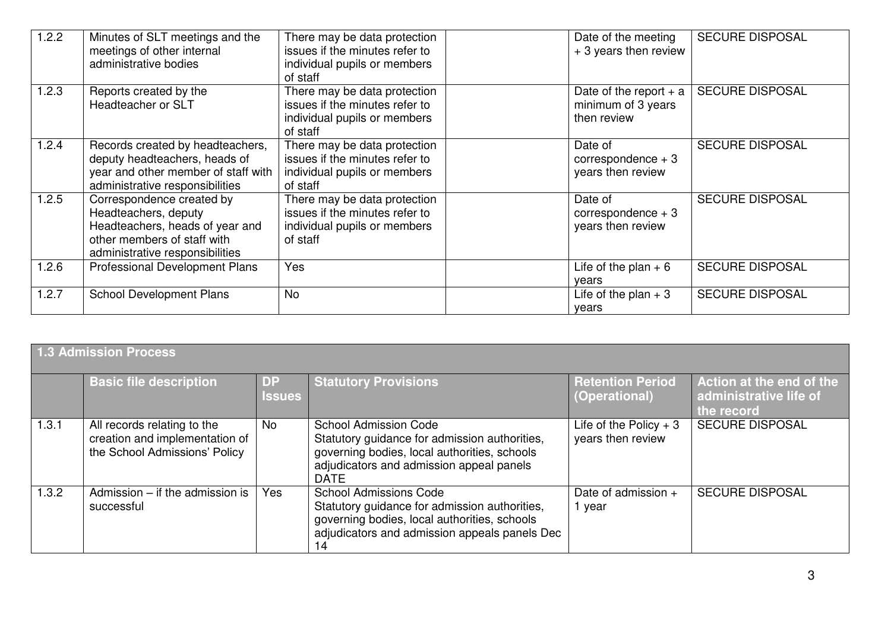| 1.2.2 | Minutes of SLT meetings and the meetings of other internal administrative bodies | There may be data protection issues if the minutes refer to individual pupils or members of staff | | Date of the meeting + 3 years then review | SECURE DISPOSAL |
|---|---|---|---|---|---|
| 1.2.3 | Reports created by the Headteacher or SLT | There may be data protection issues if the minutes refer to individual pupils or members of staff | | Date of the report + a minimum of 3 years then review | SECURE DISPOSAL |
| 1.2.4 | Records created by headteachers, deputy headteachers, heads of year and other member of staff with administrative responsibilities | There may be data protection issues if the minutes refer to individual pupils or members of staff | | Date of correspondence + 3 years then review | SECURE DISPOSAL |
| 1.2.5 | Correspondence created by Headteachers, deputy Headteachers, heads of year and other members of staff with administrative responsibilities | There may be data protection issues if the minutes refer to individual pupils or members of staff | | Date of correspondence + 3 years then review | SECURE DISPOSAL |
| 1.2.6 | Professional Development Plans | Yes | | Life of the plan + 6 years | SECURE DISPOSAL |
| 1.2.7 | School Development Plans | No | | Life of the plan + 3 years | SECURE DISPOSAL |

| **1.3 Admission Process** | | | | | |
|---|---|---|---|---|---|
| | **Basic file description** | **DP Issues** | **Statutory Provisions** | **Retention Period (Operational)** | **Action at the end of the administrative life of the record** |
| 1.3.1 | All records relating to the creation and implementation of the School Admissions' Policy | No | School Admission Code<br>Statutory guidance for admission authorities, governing bodies, local authorities, schools adjudicators and admission appeal panels DATE | Life of the Policy + 3 years then review | SECURE DISPOSAL |
| 1.3.2 | Admission – if the admission is successful | Yes | School Admissions Code<br>Statutory guidance for admission authorities, governing bodies, local authorities, schools adjudicators and admission appeals panels Dec 14 | Date of admission + 1 year | SECURE DISPOSAL |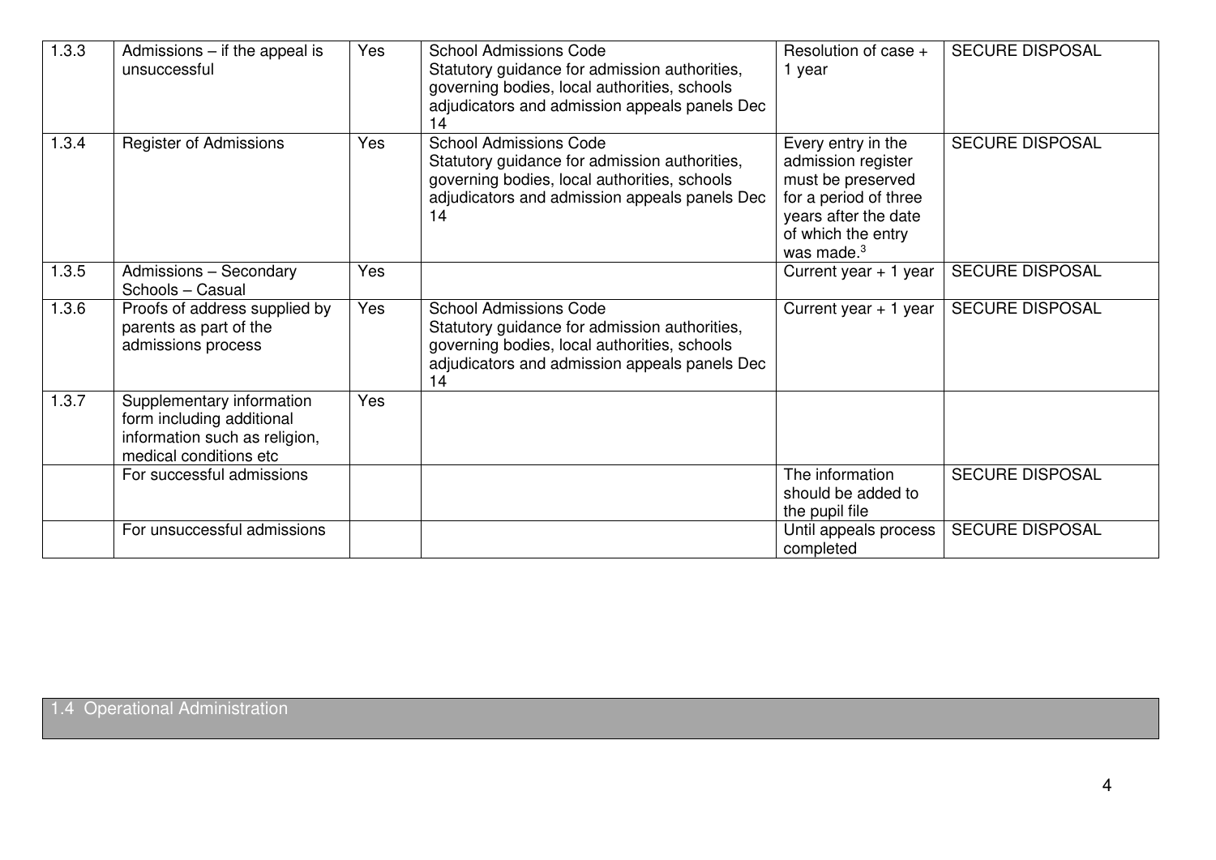| 1.3.3 | Admissions – if the appeal is unsuccessful | Yes | School Admissions Code Statutory guidance for admission authorities, governing bodies, local authorities, schools adjudicators and admission appeals panels Dec 14 | Resolution of case + 1 year | SECURE DISPOSAL |
|---|---|---|---|---|---|
| 1.3.4 | Register of Admissions | Yes | School Admissions Code Statutory guidance for admission authorities, governing bodies, local authorities, schools adjudicators and admission appeals panels Dec 14 | Every entry in the admission register must be preserved for a period of three years after the date of which the entry was made.[3] | SECURE DISPOSAL |
| 1.3.5 | Admissions – Secondary Schools – Casual | Yes | | Current year + 1 year | SECURE DISPOSAL |
| 1.3.6 | Proofs of address supplied by parents as part of the admissions process | Yes | School Admissions Code Statutory guidance for admission authorities, governing bodies, local authorities, schools adjudicators and admission appeals panels Dec 14 | Current year + 1 year | SECURE DISPOSAL |
| 1.3.7 | Supplementary information form including additional information such as religion, medical conditions etc | Yes | | | |
| | For successful admissions | | | The information should be added to the pupil file | SECURE DISPOSAL |
| | For unsuccessful admissions | | | Until appeals process completed | SECURE DISPOSAL |

## 1.4 Operational Administration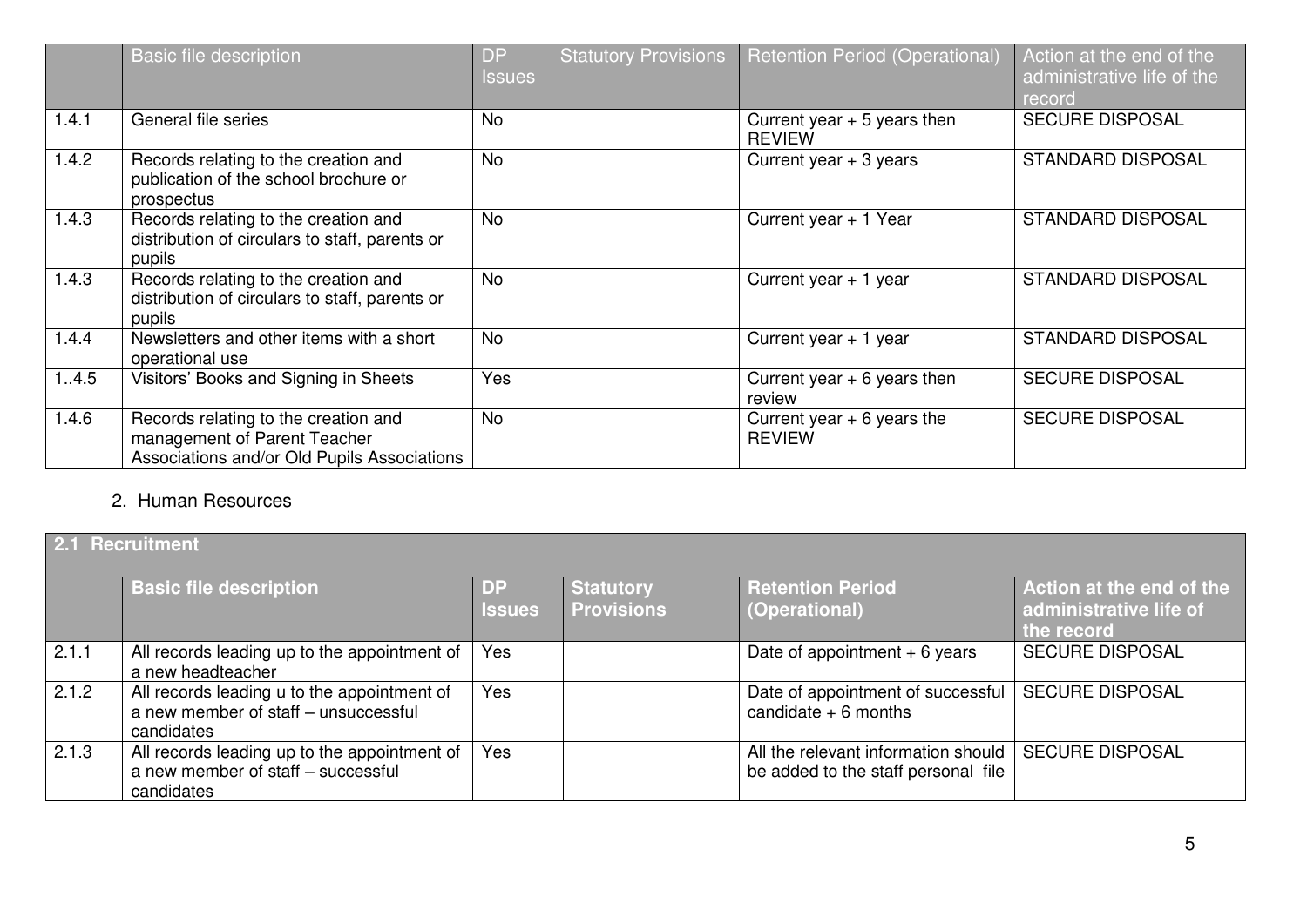| | Basic file description | DP Issues | Statutory Provisions | Retention Period (Operational) | Action at the end of the administrative life of the record |
|---|---|---|---|---|---|
| 1.4.1 | General file series | No | | Current year + 5 years then REVIEW | SECURE DISPOSAL |
| 1.4.2 | Records relating to the creation and publication of the school brochure or prospectus | No | | Current year + 3 years | STANDARD DISPOSAL |
| 1.4.3 | Records relating to the creation and distribution of circulars to staff, parents or pupils | No | | Current year + 1 Year | STANDARD DISPOSAL |
| 1.4.3 | Records relating to the creation and distribution of circulars to staff, parents or pupils | No | | Current year + 1 year | STANDARD DISPOSAL |
| 1.4.4 | Newsletters and other items with a short operational use | No | | Current year + 1 year | STANDARD DISPOSAL |
| 1..4.5 | Visitors' Books and Signing in Sheets | Yes | | Current year + 6 years then review | SECURE DISPOSAL |
| 1.4.6 | Records relating to the creation and management of Parent Teacher Associations and/or Old Pupils Associations | No | | Current year + 6 years the REVIEW | SECURE DISPOSAL |

2. Human Resources

| **2.1 Recruitment** | | | | | |
|---|---|---|---|---|---|
| | **Basic file description** | **DP Issues** | **Statutory Provisions** | **Retention Period (Operational)** | **Action at the end of the administrative life of the record** |
| 2.1.1 | All records leading up to the appointment of a new headteacher | Yes | | Date of appointment + 6 years | SECURE DISPOSAL |
| 2.1.2 | All records leading u to the appointment of a new member of staff – unsuccessful candidates | Yes | | Date of appointment of successful candidate + 6 months | SECURE DISPOSAL |
| 2.1.3 | All records leading up to the appointment of a new member of staff – successful candidates | Yes | | All the relevant information should be added to the staff personal file | SECURE DISPOSAL |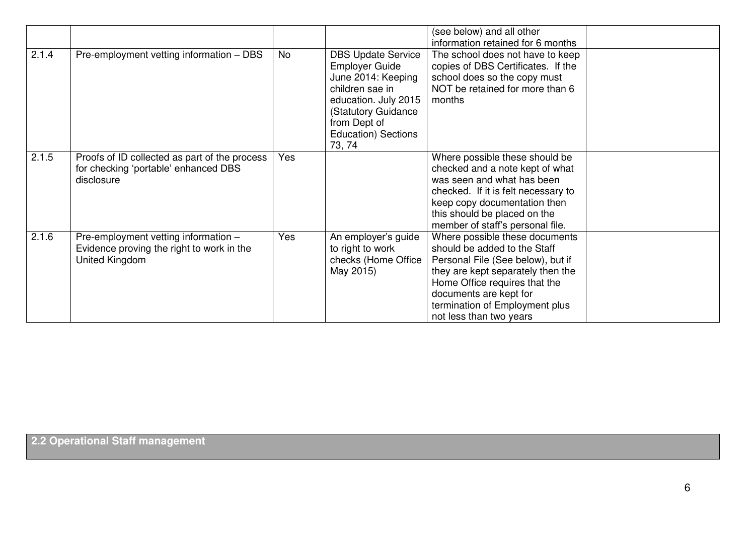| | | | | | |
|---|---|---|---|---|---|
| | | | | (see below) and all other information retained for 6 months | |
| 2.1.4 | Pre-employment vetting information – DBS | No | DBS Update Service Employer Guide June 2014: Keeping children sae in education. July 2015 (Statutory Guidance from Dept of Education) Sections 73, 74 | The school does not have to keep copies of DBS Certificates. If the school does so the copy must NOT be retained for more than 6 months | |
| 2.1.5 | Proofs of ID collected as part of the process for checking 'portable' enhanced DBS disclosure | Yes | | Where possible these should be checked and a note kept of what was seen and what has been checked. If it is felt necessary to keep copy documentation then this should be placed on the member of staff's personal file. | |
| 2.1.6 | Pre-employment vetting information – Evidence proving the right to work in the United Kingdom | Yes | An employer's guide to right to work checks (Home Office May 2015) | Where possible these documents should be added to the Staff Personal File (See below), but if they are kept separately then the Home Office requires that the documents are kept for termination of Employment plus not less than two years | |

**2.2 Operational Staff management**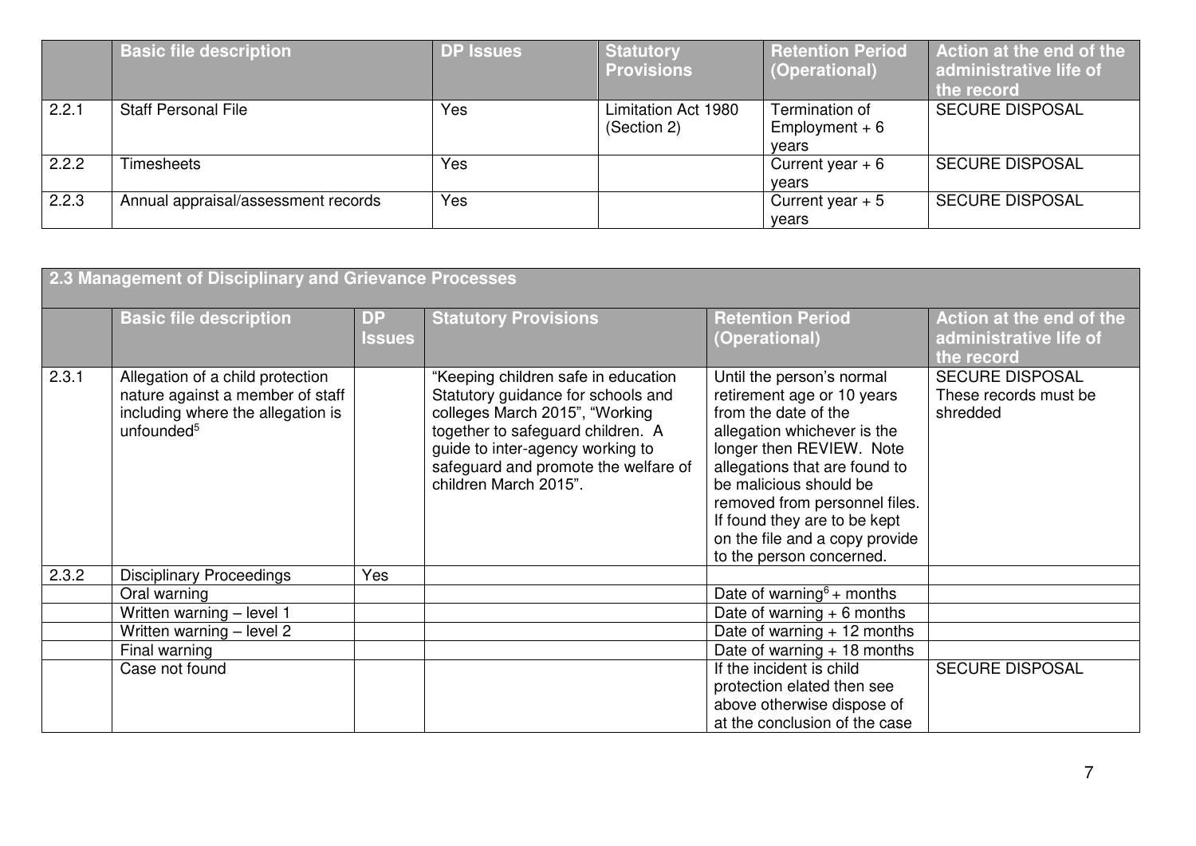| | Basic file description | DP Issues | Statutory Provisions | Retention Period (Operational) | Action at the end of the administrative life of the record |
|---|---|---|---|---|---|
| 2.2.1 | Staff Personal File | Yes | Limitation Act 1980 (Section 2) | Termination of Employment + 6 years | SECURE DISPOSAL |
| 2.2.2 | Timesheets | Yes | | Current year + 6 years | SECURE DISPOSAL |
| 2.2.3 | Annual appraisal/assessment records | Yes | | Current year + 5 years | SECURE DISPOSAL |

| 2.3 Management of Disciplinary and Grievance Processes | | | | | |
|---|---|---|---|---|---|
| | **Basic file description** | **DP Issues** | **Statutory Provisions** | **Retention Period (Operational)** | **Action at the end of the administrative life of the record** |
| 2.3.1 | Allegation of a child protection nature against a member of staff including where the allegation is unfounded[5] | | "Keeping children safe in education Statutory guidance for schools and colleges March 2015", "Working together to safeguard children. A guide to inter-agency working to safeguard and promote the welfare of children March 2015". | Until the person's normal retirement age or 10 years from the date of the allegation whichever is the longer then REVIEW. Note allegations that are found to be malicious should be removed from personnel files. If found they are to be kept on the file and a copy provide to the person concerned. | SECURE DISPOSAL These records must be shredded |
| 2.3.2 | Disciplinary Proceedings | Yes | | | |
| | Oral warning | | | Date of warning[6] + months | |
| | Written warning – level 1 | | | Date of warning + 6 months | |
| | Written warning – level 2 | | | Date of warning + 12 months | |
| | Final warning | | | Date of warning + 18 months | |
| | Case not found | | | If the incident is child protection elated then see above otherwise dispose of at the conclusion of the case | SECURE DISPOSAL |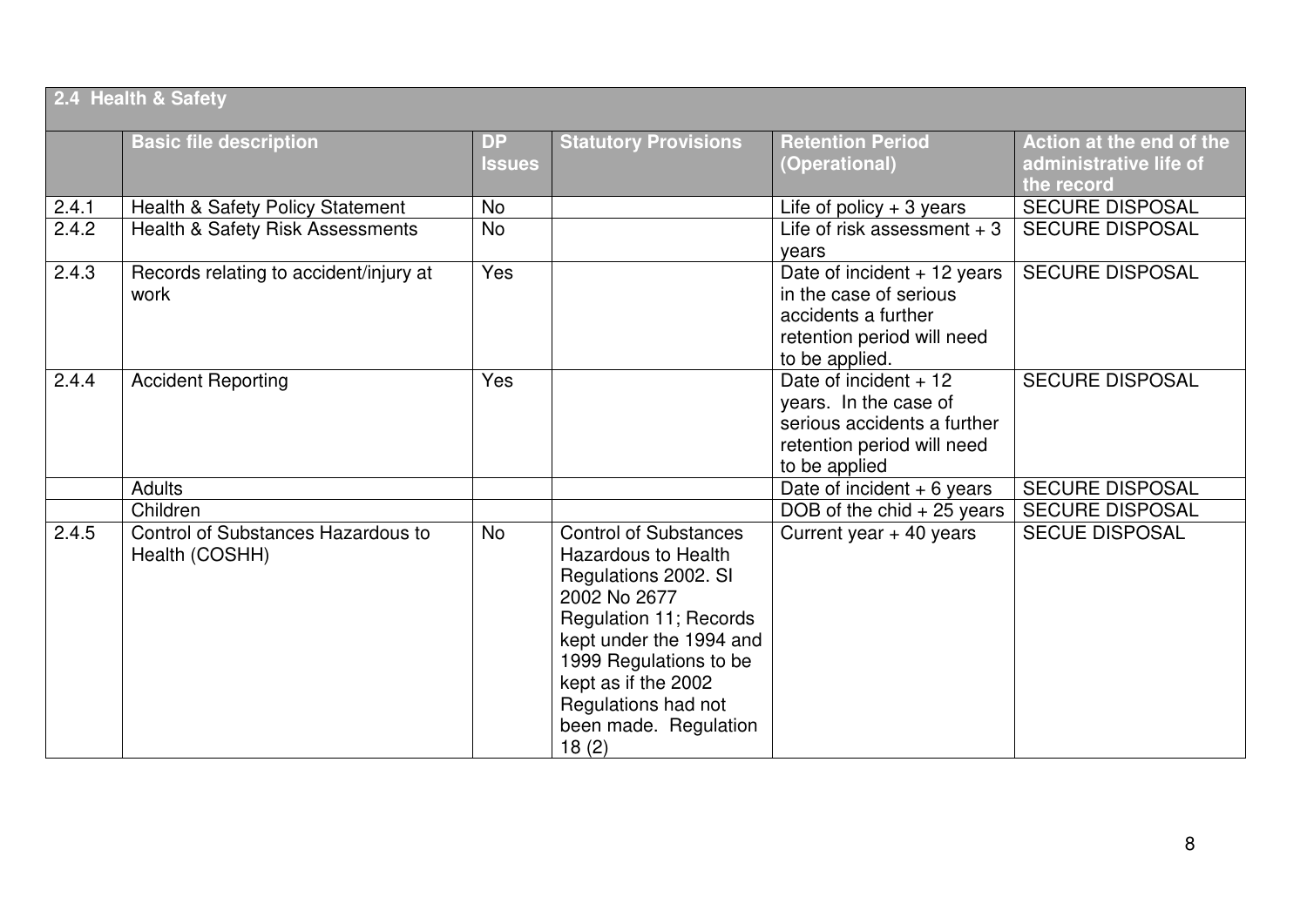| 2.4 Health & Safety | | | | | |
|---|---|---|---|---|---|
| | **Basic file description** | **DP Issues** | **Statutory Provisions** | **Retention Period (Operational)** | **Action at the end of the administrative life of the record** |
| 2.4.1 | Health & Safety Policy Statement | No | | Life of policy + 3 years | SECURE DISPOSAL |
| 2.4.2 | Health & Safety Risk Assessments | No | | Life of risk assessment + 3 years | SECURE DISPOSAL |
| 2.4.3 | Records relating to accident/injury at work | Yes | | Date of incident + 12 years in the case of serious accidents a further retention period will need to be applied. | SECURE DISPOSAL |
| 2.4.4 | Accident Reporting | Yes | | Date of incident + 12 years. In the case of serious accidents a further retention period will need to be applied | SECURE DISPOSAL |
| | Adults | | | Date of incident + 6 years | SECURE DISPOSAL |
| | Children | | | DOB of the chid + 25 years | SECURE DISPOSAL |
| 2.4.5 | Control of Substances Hazardous to Health (COSHH) | No | Control of Substances Hazardous to Health Regulations 2002. SI 2002 No 2677 Regulation 11; Records kept under the 1994 and 1999 Regulations to be kept as if the 2002 Regulations had not been made. Regulation 18 (2) | Current year + 40 years | SECUE DISPOSAL |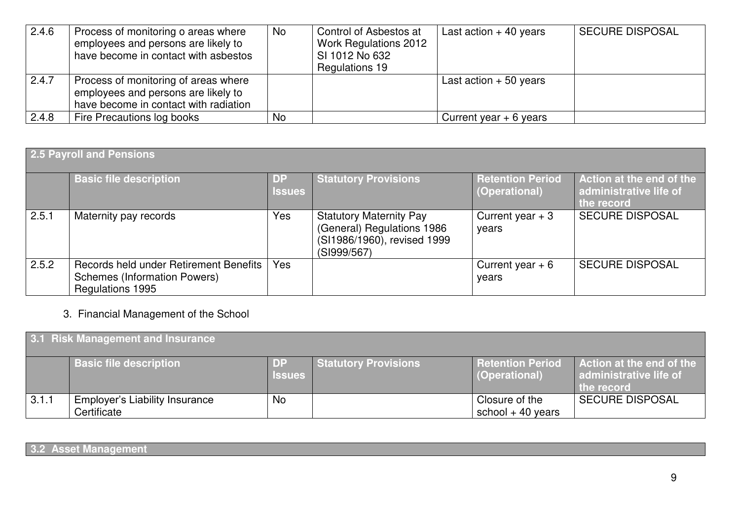| | | | | | |
|---|---|---|---|---|---|
| 2.4.6 | Process of monitoring o areas where employees and persons are likely to have become in contact with asbestos | No | Control of Asbestos at Work Regulations 2012 SI 1012 No 632 Regulations 19 | Last action + 40 years | SECURE DISPOSAL |
| 2.4.7 | Process of monitoring of areas where employees and persons are likely to have become in contact with radiation | | | Last action + 50 years | |
| 2.4.8 | Fire Precautions log books | No | | Current year + 6 years | |

| **2.5 Payroll and Pensions** | | | | | |
|---|---|---|---|---|---|
| | **Basic file description** | **DP Issues** | **Statutory Provisions** | **Retention Period (Operational)** | **Action at the end of the administrative life of the record** |
| 2.5.1 | Maternity pay records | Yes | Statutory Maternity Pay (General) Regulations 1986 (SI1986/1960), revised 1999 (SI999/567) | Current year + 3 years | SECURE DISPOSAL |
| 2.5.2 | Records held under Retirement Benefits Schemes (Information Powers) Regulations 1995 | Yes | | Current year + 6 years | SECURE DISPOSAL |

3. Financial Management of the School

| **3.1 Risk Management and Insurance** | | | | | |
|---|---|---|---|---|---|
| | **Basic file description** | **DP Issues** | **Statutory Provisions** | **Retention Period (Operational)** | **Action at the end of the administrative life of the record** |
| 3.1.1 | Employer's Liability Insurance Certificate | No | | Closure of the school + 40 years | SECURE DISPOSAL |

| **3.2 Asset Management** |
|---|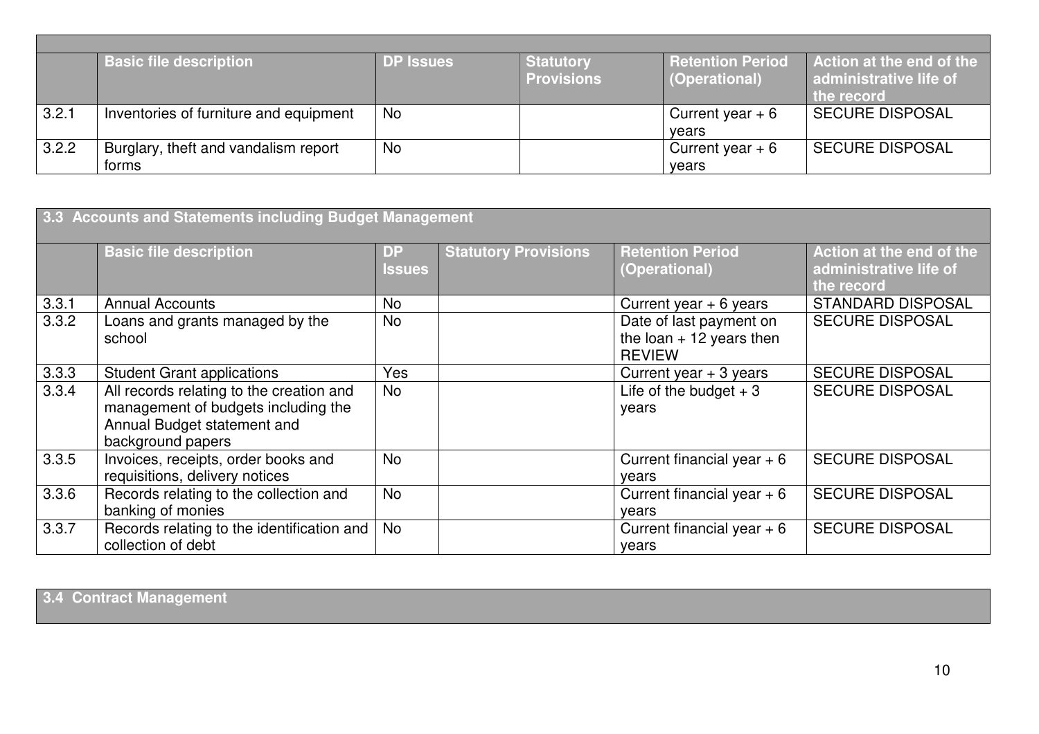| | Basic file description | DP Issues | Statutory Provisions | Retention Period (Operational) | Action at the end of the administrative life of the record |
|---|---|---|---|---|---|
| 3.2.1 | Inventories of furniture and equipment | No | | Current year + 6 years | SECURE DISPOSAL |
| 3.2.2 | Burglary, theft and vandalism report forms | No | | Current year + 6 years | SECURE DISPOSAL |

**3.3 Accounts and Statements including Budget Management**

| | Basic file description | DP Issues | Statutory Provisions | Retention Period (Operational) | Action at the end of the administrative life of the record |
|---|---|---|---|---|---|
| 3.3.1 | Annual Accounts | No | | Current year + 6 years | STANDARD DISPOSAL |
| 3.3.2 | Loans and grants managed by the school | No | | Date of last payment on the loan + 12 years then REVIEW | SECURE DISPOSAL |
| 3.3.3 | Student Grant applications | Yes | | Current year + 3 years | SECURE DISPOSAL |
| 3.3.4 | All records relating to the creation and management of budgets including the Annual Budget statement and background papers | No | | Life of the budget + 3 years | SECURE DISPOSAL |
| 3.3.5 | Invoices, receipts, order books and requisitions, delivery notices | No | | Current financial year + 6 years | SECURE DISPOSAL |
| 3.3.6 | Records relating to the collection and banking of monies | No | | Current financial year + 6 years | SECURE DISPOSAL |
| 3.3.7 | Records relating to the identification and collection of debt | No | | Current financial year + 6 years | SECURE DISPOSAL |

**3.4 Contract Management**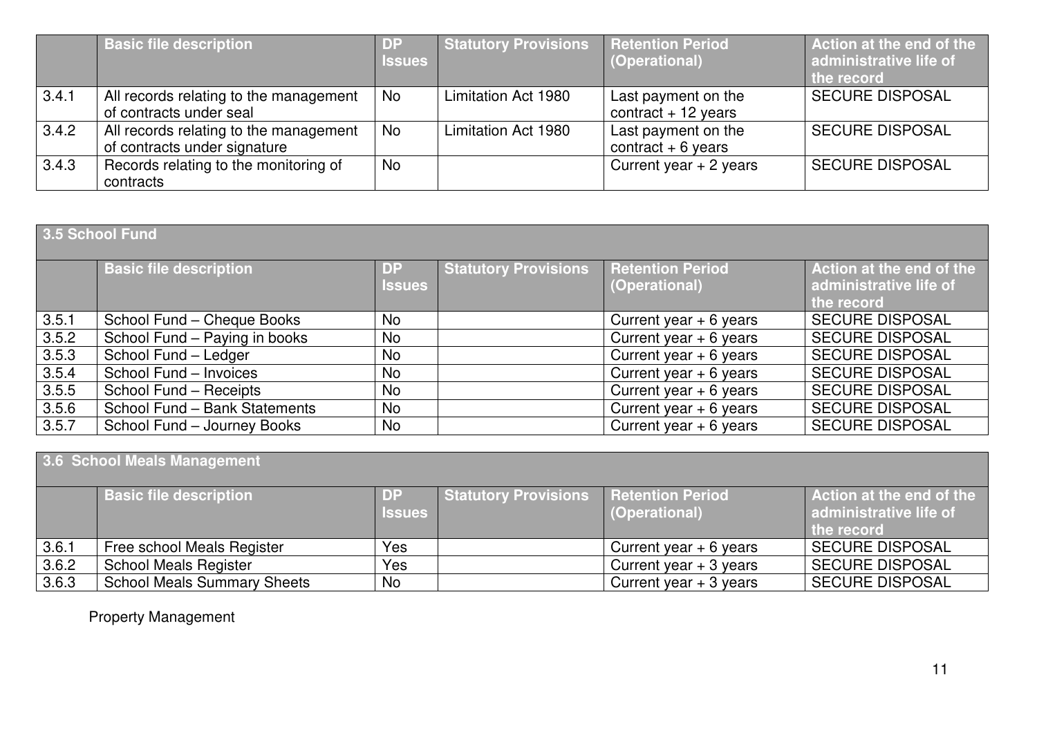| | Basic file description | DP Issues | Statutory Provisions | Retention Period (Operational) | Action at the end of the administrative life of the record |
|---|---|---|---|---|---|
| 3.4.1 | All records relating to the management of contracts under seal | No | Limitation Act 1980 | Last payment on the contract + 12 years | SECURE DISPOSAL |
| 3.4.2 | All records relating to the management of contracts under signature | No | Limitation Act 1980 | Last payment on the contract + 6 years | SECURE DISPOSAL |
| 3.4.3 | Records relating to the monitoring of contracts | No | | Current year + 2 years | SECURE DISPOSAL |

| 3.5 School Fund | | | | | |
|---|---|---|---|---|---|
| | **Basic file description** | **DP Issues** | **Statutory Provisions** | **Retention Period (Operational)** | **Action at the end of the administrative life of the record** |
| 3.5.1 | School Fund – Cheque Books | No | | Current year + 6 years | SECURE DISPOSAL |
| 3.5.2 | School Fund – Paying in books | No | | Current year + 6 years | SECURE DISPOSAL |
| 3.5.3 | School Fund – Ledger | No | | Current year + 6 years | SECURE DISPOSAL |
| 3.5.4 | School Fund – Invoices | No | | Current year + 6 years | SECURE DISPOSAL |
| 3.5.5 | School Fund – Receipts | No | | Current year + 6 years | SECURE DISPOSAL |
| 3.5.6 | School Fund – Bank Statements | No | | Current year + 6 years | SECURE DISPOSAL |
| 3.5.7 | School Fund – Journey Books | No | | Current year + 6 years | SECURE DISPOSAL |

| 3.6 School Meals Management | | | | | |
|---|---|---|---|---|---|
| | **Basic file description** | **DP Issues** | **Statutory Provisions** | **Retention Period (Operational)** | **Action at the end of the administrative life of the record** |
| 3.6.1 | Free school Meals Register | Yes | | Current year + 6 years | SECURE DISPOSAL |
| 3.6.2 | School Meals Register | Yes | | Current year + 3 years | SECURE DISPOSAL |
| 3.6.3 | School Meals Summary Sheets | No | | Current year + 3 years | SECURE DISPOSAL |

Property Management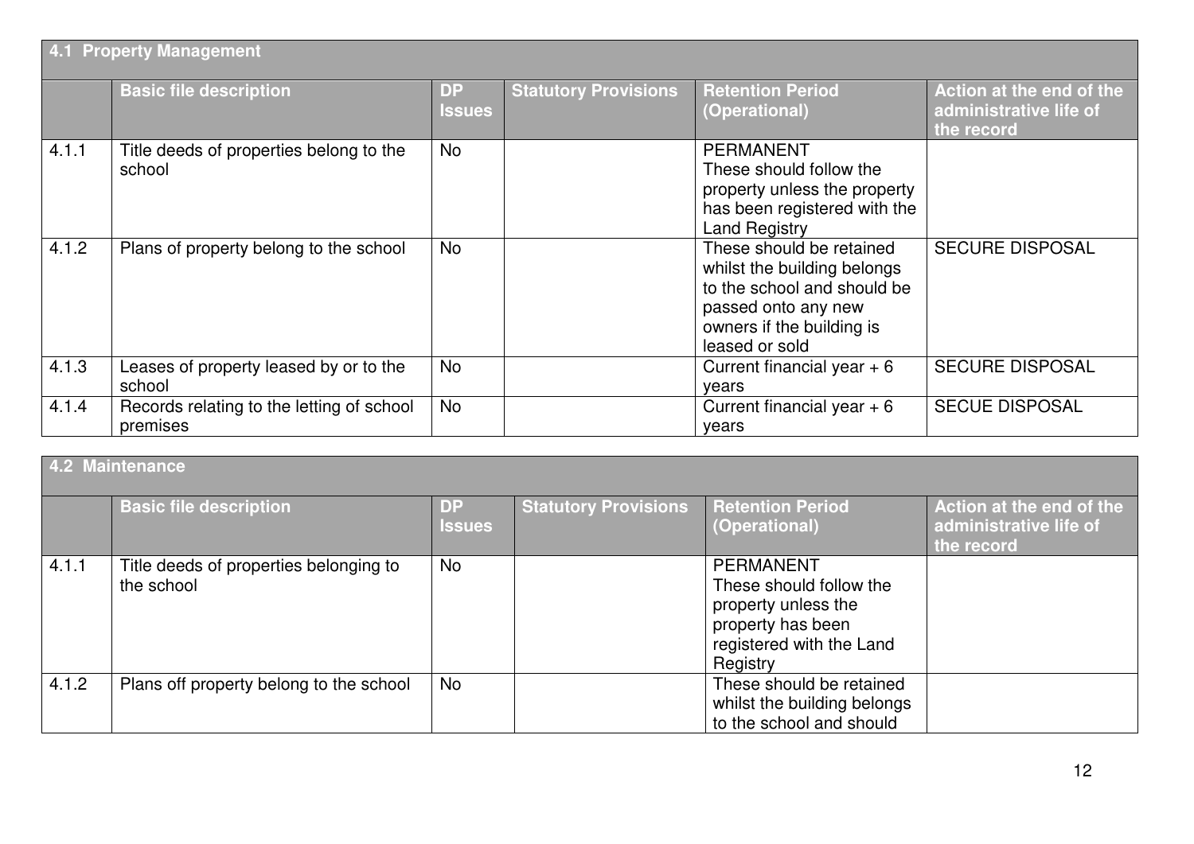| 4.1 Property Management | | | | | |
|---|---|---|---|---|---|
| | **Basic file description** | **DP Issues** | **Statutory Provisions** | **Retention Period (Operational)** | **Action at the end of the administrative life of the record** |
| 4.1.1 | Title deeds of properties belong to the school | No | | PERMANENT These should follow the property unless the property has been registered with the Land Registry | |
| 4.1.2 | Plans of property belong to the school | No | | These should be retained whilst the building belongs to the school and should be passed onto any new owners if the building is leased or sold | SECURE DISPOSAL |
| 4.1.3 | Leases of property leased by or to the school | No | | Current financial year + 6 years | SECURE DISPOSAL |
| 4.1.4 | Records relating to the letting of school premises | No | | Current financial year + 6 years | SECUE DISPOSAL |

| 4.2 Maintenance | | | | | |
|---|---|---|---|---|---|
| | **Basic file description** | **DP Issues** | **Statutory Provisions** | **Retention Period (Operational)** | **Action at the end of the administrative life of the record** |
| 4.1.1 | Title deeds of properties belonging to the school | No | | PERMANENT These should follow the property unless the property has been registered with the Land Registry | |
| 4.1.2 | Plans off property belong to the school | No | | These should be retained whilst the building belongs to the school and should | |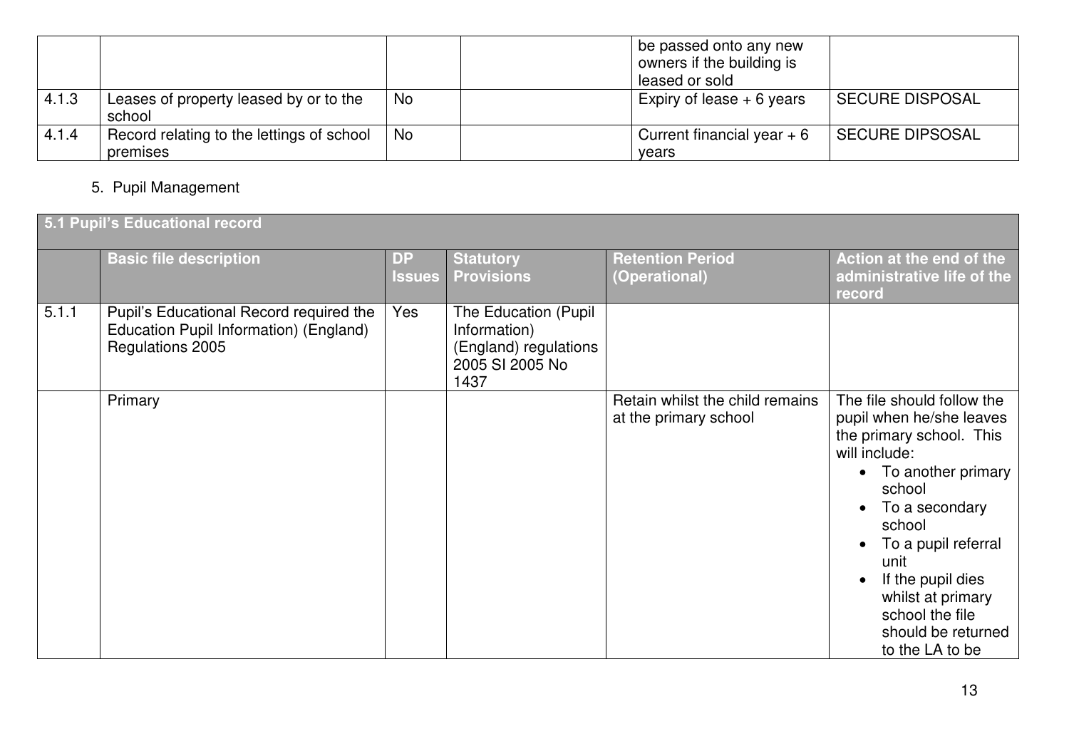| | | | | | |
|---|---|---|---|---|---|
| | | | | be passed onto any new owners if the building is leased or sold | |
| 4.1.3 | Leases of property leased by or to the school | No | | Expiry of lease + 6 years | SECURE DISPOSAL |
| 4.1.4 | Record relating to the lettings of school premises | No | | Current financial year + 6 years | SECURE DIPSOSAL |

5. Pupil Management

| **5.1 Pupil's Educational record** | | | | | |
|---|---|---|---|---|---|
| | **Basic file description** | **DP Issues** | **Statutory Provisions** | **Retention Period (Operational)** | **Action at the end of the administrative life of the record** |
| 5.1.1 | Pupil's Educational Record required the Education Pupil Information) (England) Regulations 2005 | Yes | The Education (Pupil Information) (England) regulations 2005 SI 2005 No 1437 | | |
| | Primary | | | Retain whilst the child remains at the primary school | The file should follow the pupil when he/she leaves the primary school. This will include: <br>• To another primary school <br>• To a secondary school <br>• To a pupil referral unit <br>• If the pupil dies whilst at primary school the file should be returned to the LA to be |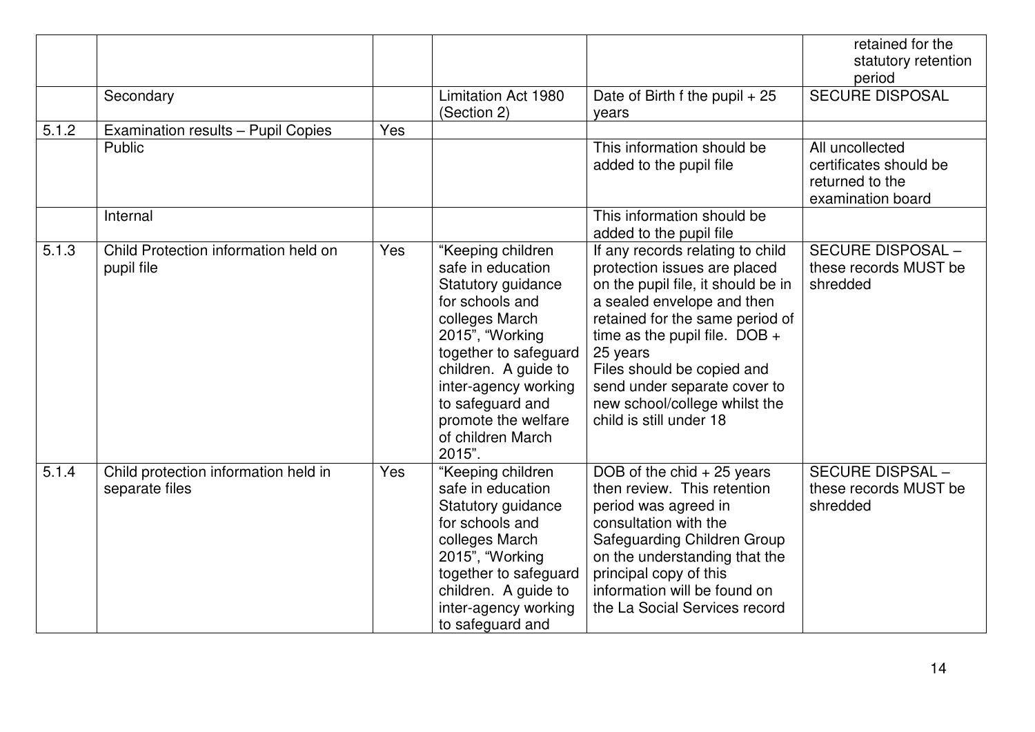| | | | | | |
|---|---|---|---|---|---|
| | | | | | retained for the statutory retention period |
| | Secondary | | Limitation Act 1980 (Section 2) | Date of Birth f the pupil + 25 years | SECURE DISPOSAL |
| 5.1.2 | Examination results – Pupil Copies | Yes | | | |
| | Public | | | This information should be added to the pupil file | All uncollected certificates should be returned to the examination board |
| | Internal | | | This information should be added to the pupil file | |
| 5.1.3 | Child Protection information held on pupil file | Yes | "Keeping children safe in education Statutory guidance for schools and colleges March 2015", "Working together to safeguard children. A guide to inter-agency working to safeguard and promote the welfare of children March 2015". | If any records relating to child protection issues are placed on the pupil file, it should be in a sealed envelope and then retained for the same period of time as the pupil file. DOB + 25 years<br>Files should be copied and send under separate cover to new school/college whilst the child is still under 18 | SECURE DISPOSAL – these records MUST be shredded |
| 5.1.4 | Child protection information held in separate files | Yes | "Keeping children safe in education Statutory guidance for schools and colleges March 2015", "Working together to safeguard children. A guide to inter-agency working to safeguard and | DOB of the chid + 25 years then review. This retention period was agreed in consultation with the Safeguarding Children Group on the understanding that the principal copy of this information will be found on the La Social Services record | SECURE DISPSAL – these records MUST be shredded |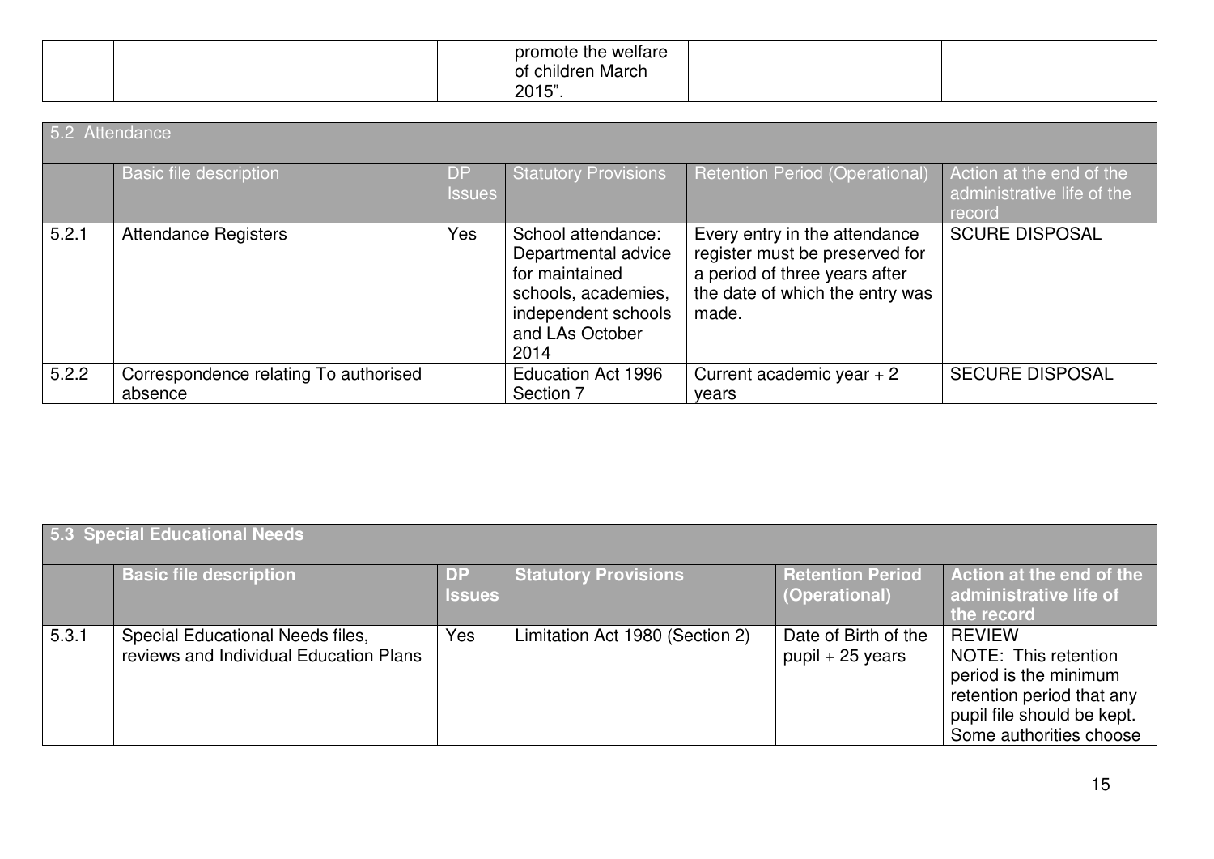| | | | promote the welfare of children March 2015". | | |
|---|---|---|---|---|---|

| 5.2 Attendance | | | | | |
|---|---|---|---|---|---|
| | Basic file description | DP Issues | Statutory Provisions | Retention Period (Operational) | Action at the end of the administrative life of the record |
| 5.2.1 | Attendance Registers | Yes | School attendance: Departmental advice for maintained schools, academies, independent schools and LAs October 2014 | Every entry in the attendance register must be preserved for a period of three years after the date of which the entry was made. | SCURE DISPOSAL |
| 5.2.2 | Correspondence relating To authorised absence | | Education Act 1996 Section 7 | Current academic year + 2 years | SECURE DISPOSAL |

| **5.3 Special Educational Needs** | | | | | |
|---|---|---|---|---|---|
| | **Basic file description** | **DP Issues** | **Statutory Provisions** | **Retention Period (Operational)** | **Action at the end of the administrative life of the record** |
| 5.3.1 | Special Educational Needs files, reviews and Individual Education Plans | Yes | Limitation Act 1980 (Section 2) | Date of Birth of the pupil + 25 years | REVIEW<br>NOTE: This retention period is the minimum retention period that any pupil file should be kept. Some authorities choose |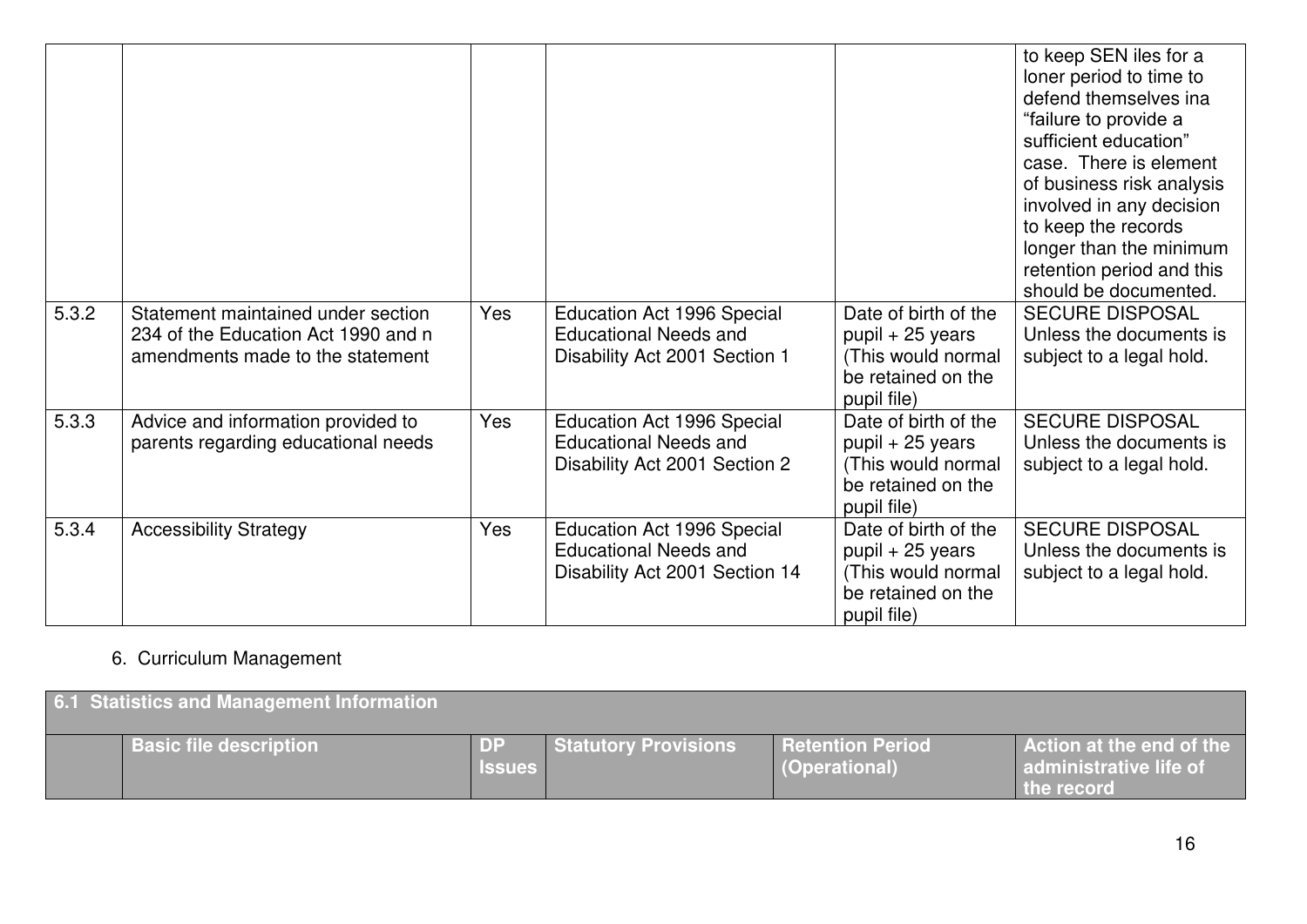| | | | | | |
|---|---|---|---|---|---|
| | | | | | to keep SEN iles for a loner period to time to defend themselves ina "failure to provide a sufficient education" case. There is element of business risk analysis involved in any decision to keep the records longer than the minimum retention period and this should be documented. |
| 5.3.2 | Statement maintained under section 234 of the Education Act 1990 and n amendments made to the statement | Yes | Education Act 1996 Special Educational Needs and Disability Act 2001 Section 1 | Date of birth of the pupil + 25 years (This would normal be retained on the pupil file) | SECURE DISPOSAL Unless the documents is subject to a legal hold. |
| 5.3.3 | Advice and information provided to parents regarding educational needs | Yes | Education Act 1996 Special Educational Needs and Disability Act 2001 Section 2 | Date of birth of the pupil + 25 years (This would normal be retained on the pupil file) | SECURE DISPOSAL Unless the documents is subject to a legal hold. |
| 5.3.4 | Accessibility Strategy | Yes | Education Act 1996 Special Educational Needs and Disability Act 2001 Section 14 | Date of birth of the pupil + 25 years (This would normal be retained on the pupil file) | SECURE DISPOSAL Unless the documents is subject to a legal hold. |

6. Curriculum Management

| **6.1 Statistics and Management Information** | | | | | |
|---|---|---|---|---|---|
| | **Basic file description** | **DP Issues** | **Statutory Provisions** | **Retention Period (Operational)** | **Action at the end of the administrative life of the record** |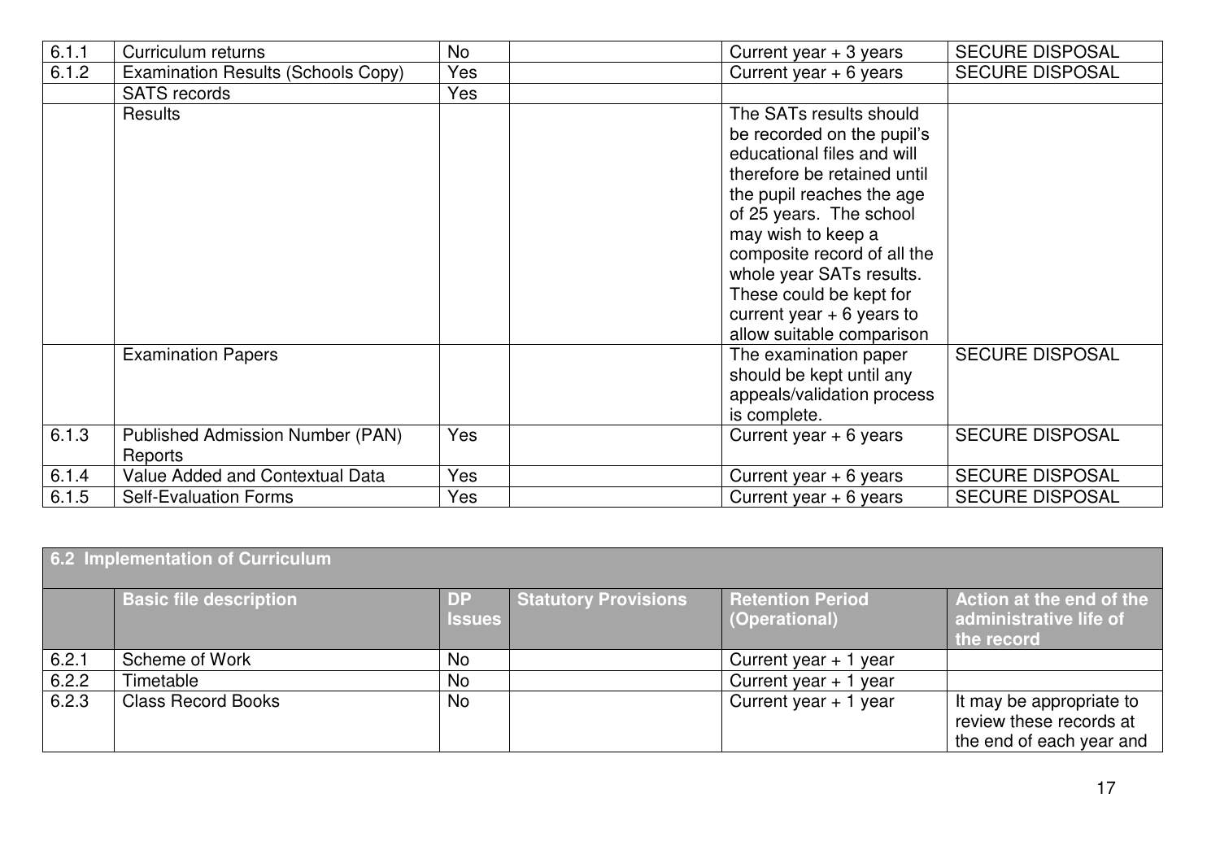| | | | | | |
|---|---|---|---|---|---|
| 6.1.1 | Curriculum returns | No | | Current year + 3 years | SECURE DISPOSAL |
| 6.1.2 | Examination Results (Schools Copy) | Yes | | Current year + 6 years | SECURE DISPOSAL |
| | SATS records | Yes | | | |
| | Results | | | The SATs results should be recorded on the pupil's educational files and will therefore be retained until the pupil reaches the age of 25 years. The school may wish to keep a composite record of all the whole year SATs results. These could be kept for current year + 6 years to allow suitable comparison | |
| | Examination Papers | | | The examination paper should be kept until any appeals/validation process is complete. | SECURE DISPOSAL |
| 6.1.3 | Published Admission Number (PAN) Reports | Yes | | Current year + 6 years | SECURE DISPOSAL |
| 6.1.4 | Value Added and Contextual Data | Yes | | Current year + 6 years | SECURE DISPOSAL |
| 6.1.5 | Self-Evaluation Forms | Yes | | Current year + 6 years | SECURE DISPOSAL |

| 6.2 Implementation of Curriculum | | | | | |
|---|---|---|---|---|---|
| | **Basic file description** | **DP Issues** | **Statutory Provisions** | **Retention Period (Operational)** | **Action at the end of the administrative life of the record** |
| 6.2.1 | Scheme of Work | No | | Current year + 1 year | |
| 6.2.2 | Timetable | No | | Current year + 1 year | |
| 6.2.3 | Class Record Books | No | | Current year + 1 year | It may be appropriate to review these records at the end of each year and |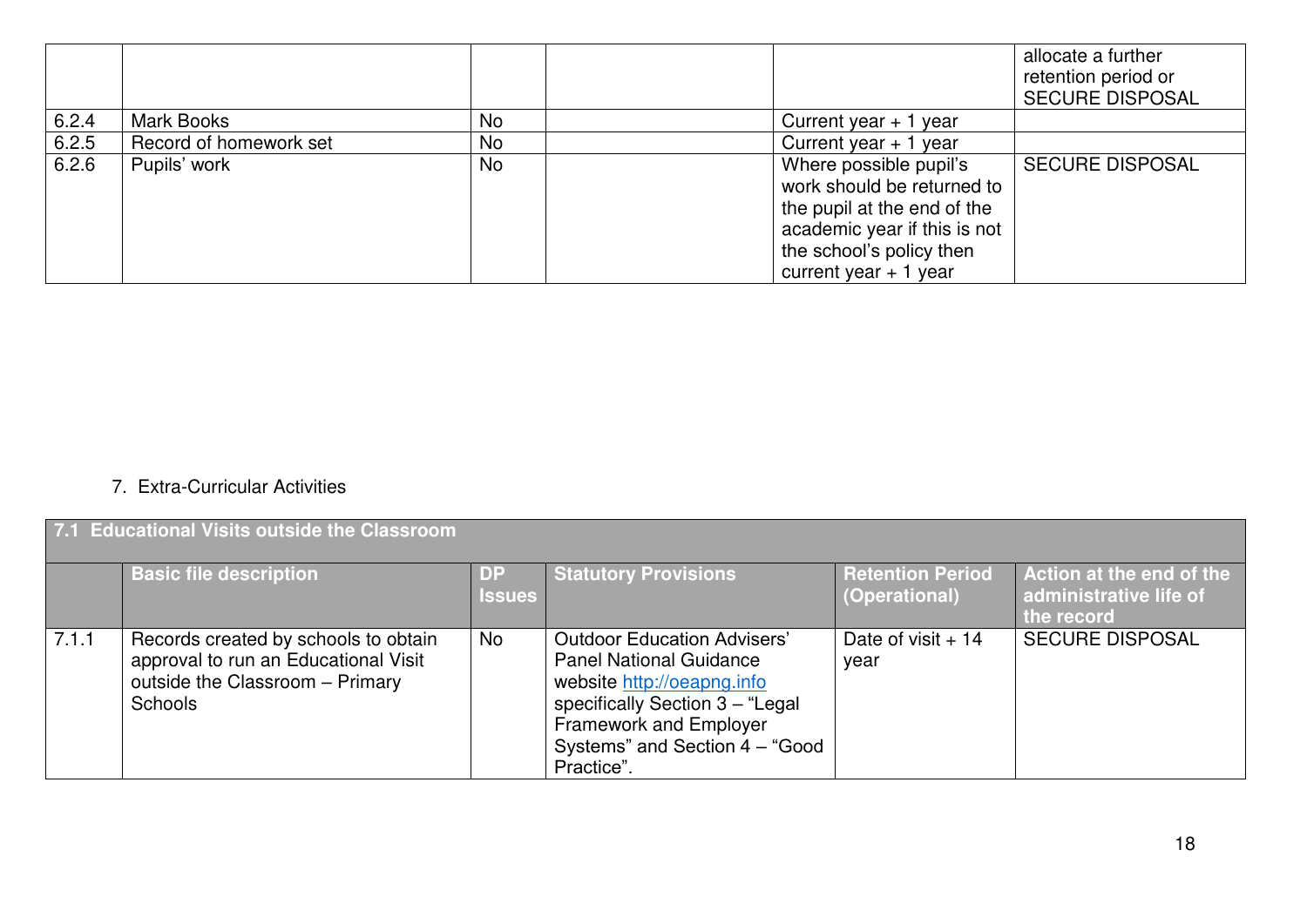| | | | | | |
|---|---|---|---|---|---|
| | | | | | allocate a further retention period or SECURE DISPOSAL |
| 6.2.4 | Mark Books | No | | Current year + 1 year | |
| 6.2.5 | Record of homework set | No | | Current year + 1 year | |
| 6.2.6 | Pupils' work | No | | Where possible pupil's work should be returned to the pupil at the end of the academic year if this is not the school's policy then current year + 1 year | SECURE DISPOSAL |

7. Extra-Curricular Activities

| 7.1 Educational Visits outside the Classroom | | | | | |
|---|---|---|---|---|---|
| | **Basic file description** | **DP Issues** | **Statutory Provisions** | **Retention Period (Operational)** | **Action at the end of the administrative life of the record** |
| 7.1.1 | Records created by schools to obtain approval to run an Educational Visit outside the Classroom – Primary Schools | No | Outdoor Education Advisers' Panel National Guidance website http://oeapng.info specifically Section 3 – "Legal Framework and Employer Systems" and Section 4 – "Good Practice". | Date of visit + 14 year | SECURE DISPOSAL |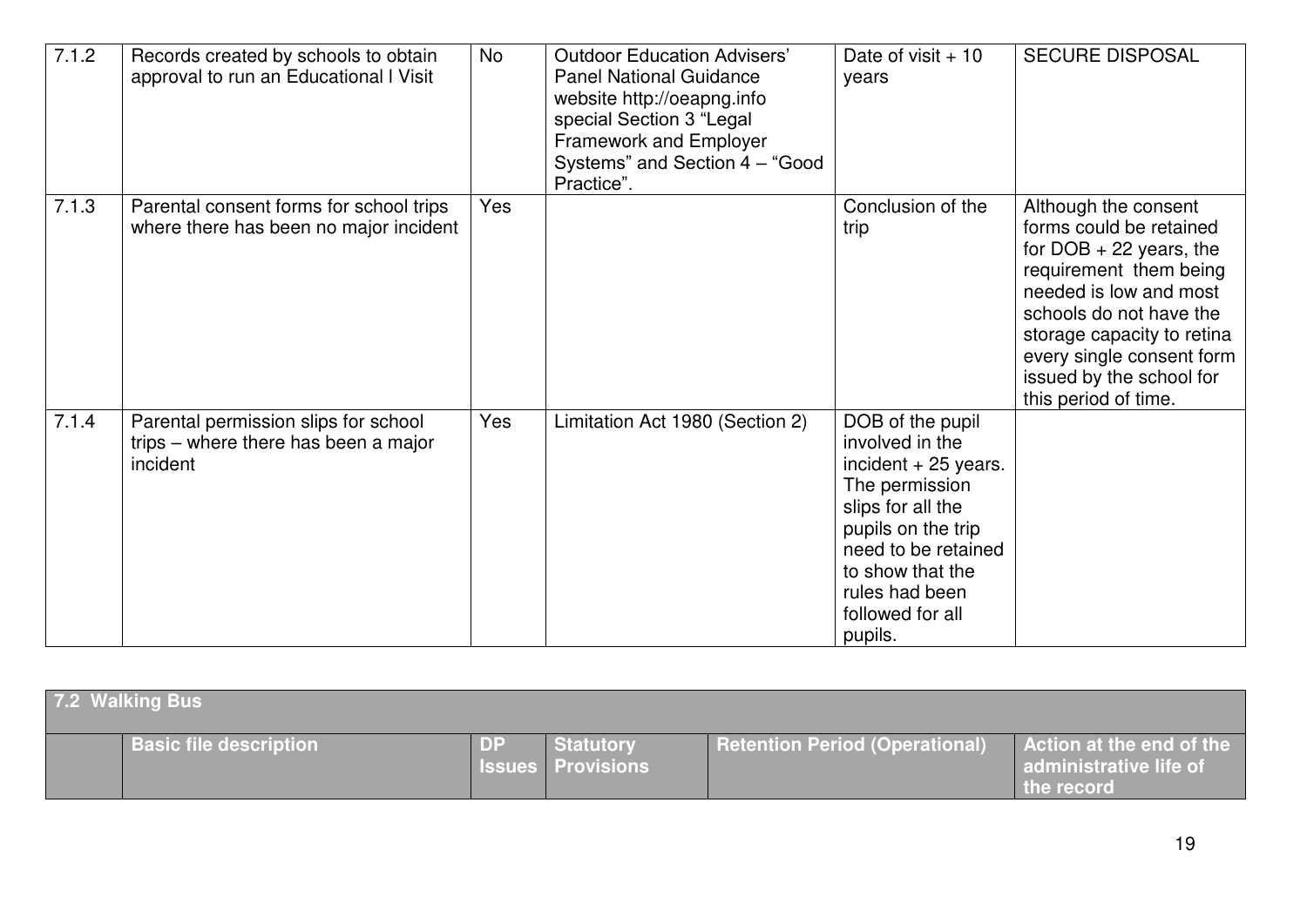| | | | | | |
|---|---|---|---|---|---|
| 7.1.2 | Records created by schools to obtain approval to run an Educational l Visit | No | Outdoor Education Advisers' Panel National Guidance website http://oeapng.info special Section 3 "Legal Framework and Employer Systems" and Section 4 – "Good Practice". | Date of visit + 10 years | SECURE DISPOSAL |
| 7.1.3 | Parental consent forms for school trips where there has been no major incident | Yes | | Conclusion of the trip | Although the consent forms could be retained for DOB + 22 years, the requirement them being needed is low and most schools do not have the storage capacity to retina every single consent form issued by the school for this period of time. |
| 7.1.4 | Parental permission slips for school trips – where there has been a major incident | Yes | Limitation Act 1980 (Section 2) | DOB of the pupil involved in the incident + 25 years. The permission slips for all the pupils on the trip need to be retained to show that the rules had been followed for all pupils. | |

| 7.2 Walking Bus | | | | | |
|---|---|---|---|---|---|
| | Basic file description | DP Issues | Statutory Provisions | Retention Period (Operational) | Action at the end of the administrative life of the record |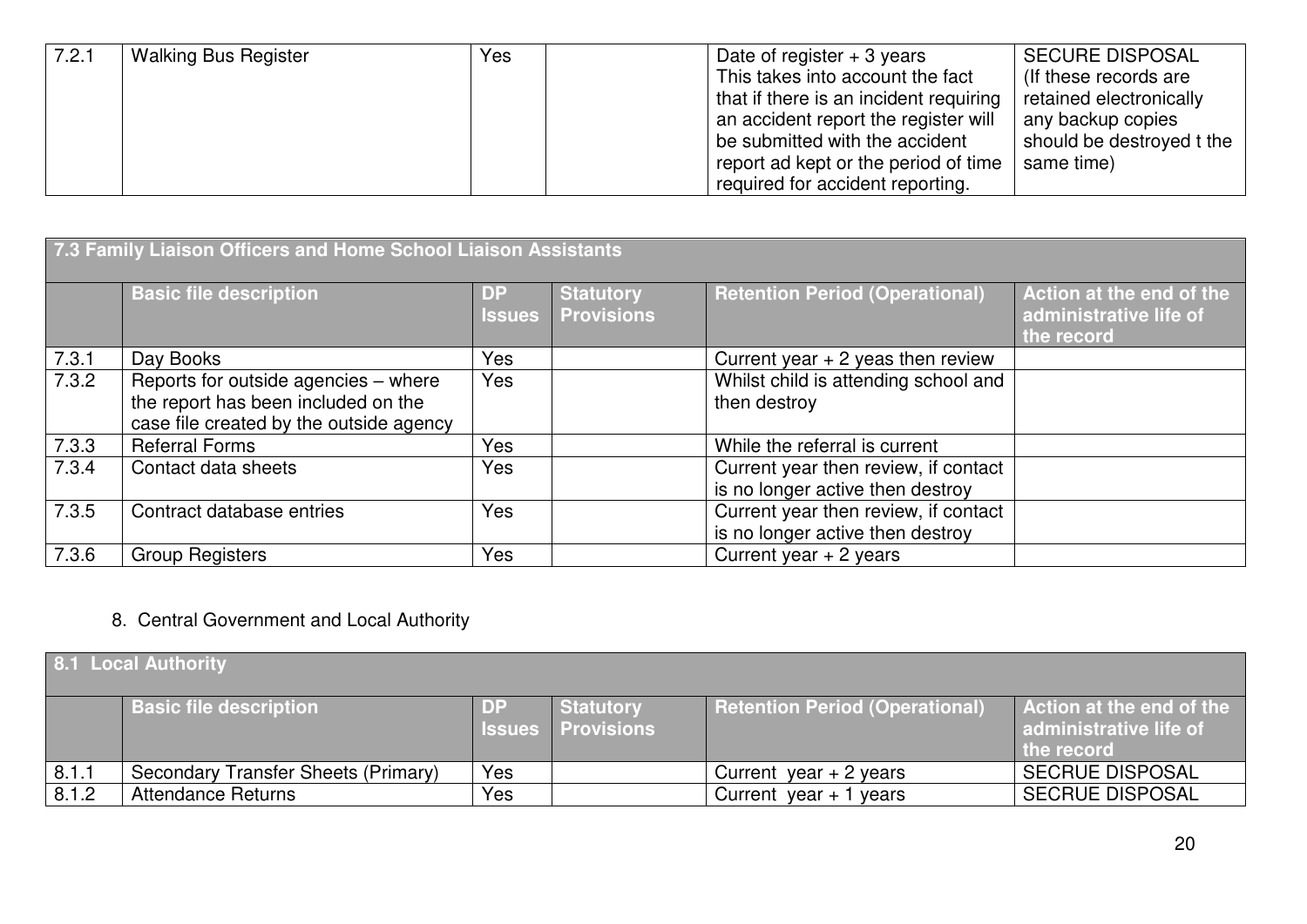| | | | | | |
|---|---|---|---|---|---|
| 7.2.1 | Walking Bus Register | Yes | | Date of register + 3 years This takes into account the fact that if there is an incident requiring an accident report the register will be submitted with the accident report ad kept or the period of time required for accident reporting. | SECURE DISPOSAL (If these records are retained electronically any backup copies should be destroyed t the same time) |

| 7.3 Family Liaison Officers and Home School Liaison Assistants | | | | | |
|---|---|---|---|---|---|
| | **Basic file description** | **DP Issues** | **Statutory Provisions** | **Retention Period (Operational)** | **Action at the end of the administrative life of the record** |
| 7.3.1 | Day Books | Yes | | Current year + 2 yeas then review | |
| 7.3.2 | Reports for outside agencies – where the report has been included on the case file created by the outside agency | Yes | | Whilst child is attending school and then destroy | |
| 7.3.3 | Referral Forms | Yes | | While the referral is current | |
| 7.3.4 | Contact data sheets | Yes | | Current year then review, if contact is no longer active then destroy | |
| 7.3.5 | Contract database entries | Yes | | Current year then review, if contact is no longer active then destroy | |
| 7.3.6 | Group Registers | Yes | | Current year + 2 years | |

8. Central Government and Local Authority

| 8.1 Local Authority | | | | | |
|---|---|---|---|---|---|
| | **Basic file description** | **DP Issues** | **Statutory Provisions** | **Retention Period (Operational)** | **Action at the end of the administrative life of the record** |
| 8.1.1 | Secondary Transfer Sheets (Primary) | Yes | | Current year + 2 years | SECRUE DISPOSAL |
| 8.1.2 | Attendance Returns | Yes | | Current year + 1 years | SECRUE DISPOSAL |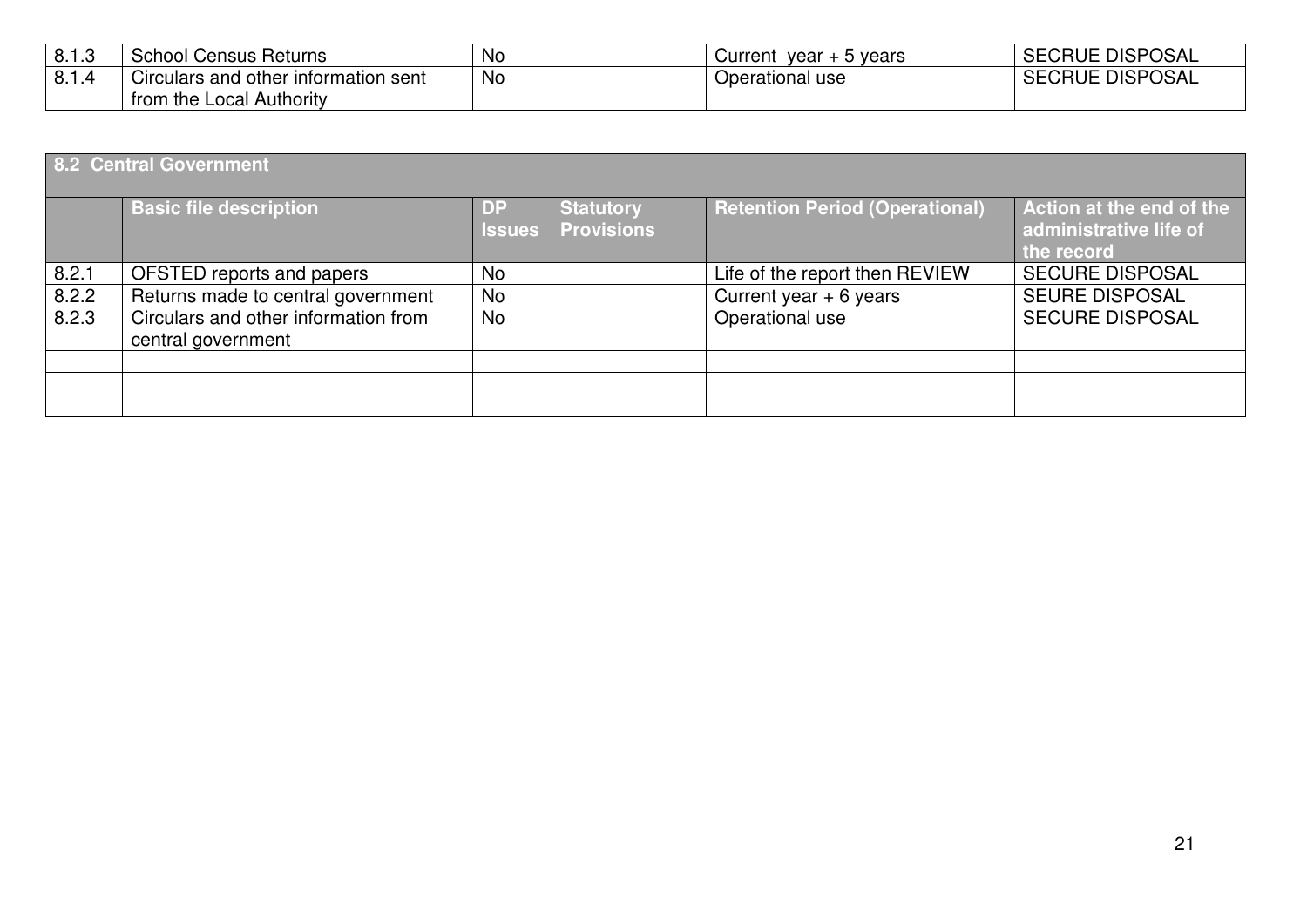| | | | | | |
|---|---|---|---|---|---|
| 8.1.3 | School Census Returns | No | | Current year + 5 years | SECRUE DISPOSAL |
| 8.1.4 | Circulars and other information sent from the Local Authority | No | | Operational use | SECRUE DISPOSAL |

| 8.2 Central Government | | | | | |
|---|---|---|---|---|---|
| | **Basic file description** | **DP Issues** | **Statutory Provisions** | **Retention Period (Operational)** | **Action at the end of the administrative life of the record** |
| 8.2.1 | OFSTED reports and papers | No | | Life of the report then REVIEW | SECURE DISPOSAL |
| 8.2.2 | Returns made to central government | No | | Current year + 6 years | SEURE DISPOSAL |
| 8.2.3 | Circulars and other information from central government | No | | Operational use | SECURE DISPOSAL |
| | | | | | |
| | | | | | |
| | | | | | |